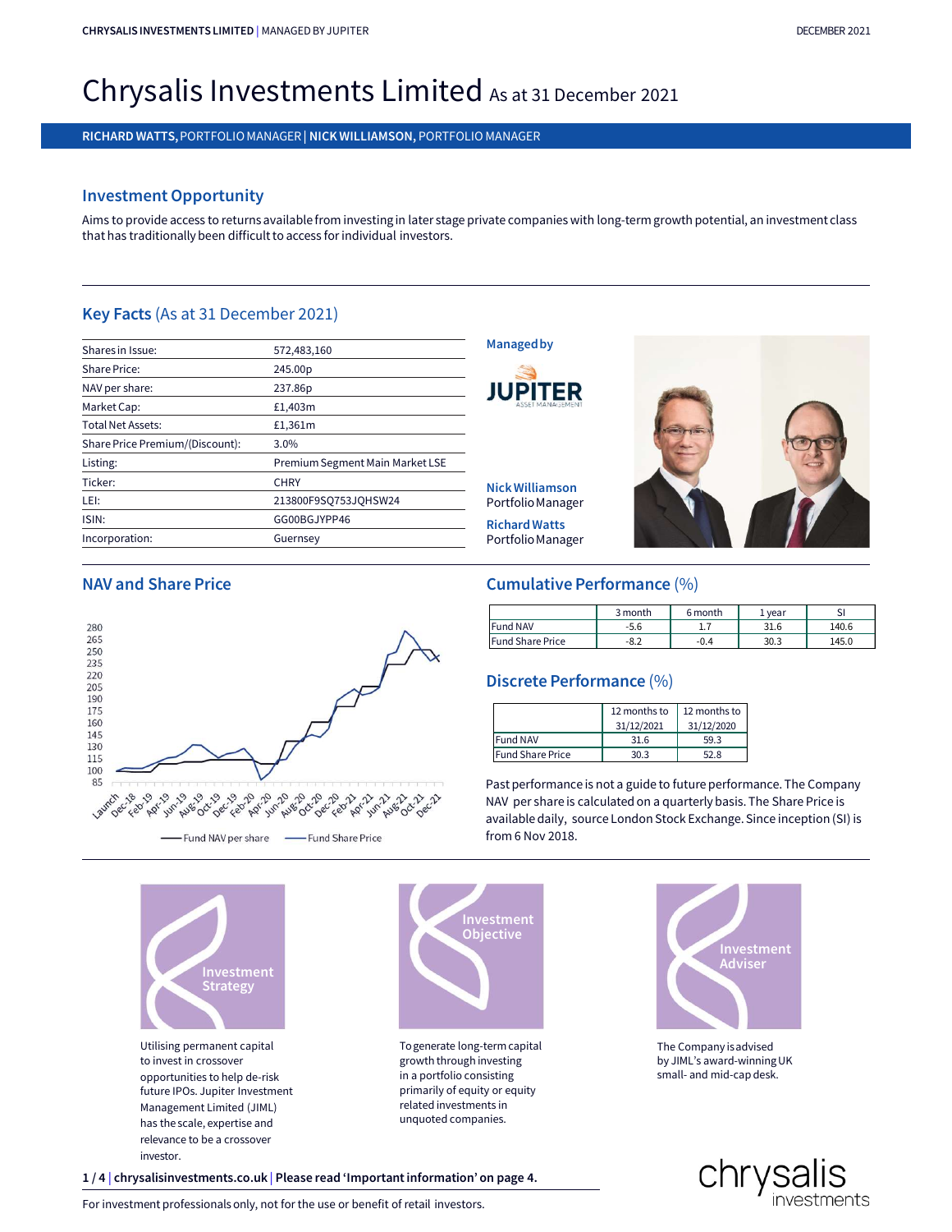# Chrysalis Investments Limited As at 31 December 2021

**RICHARD WATTS,** PORTFOLIO MANAGER | **NICK WILLIAMSON,** PORTFOLIO MANAGER

## Investment Opportunity

Aims to provide access to returns available from investing in later stage private companies with long-term growth potential, an investment class that has traditionally been difficult to access for individual investors.

## Key Facts (As at 31 December 2021)

| | |
|---|---|
| Shares in Issue: | 572,483,160 |
| Share Price: | 245.00p |
| NAV per share: | 237.86p |
| Market Cap: | £1,403m |
| Total Net Assets: | £1,361m |
| Share Price Premium/(Discount): | 3.0% |
| Listing: | Premium Segment Main Market LSE |
| Ticker: | CHRY |
| LEI: | 213800F9SQ753JQHSW24 |
| ISIN: | GG00BGJYPP46 |
| Incorporation: | Guernsey |

**Managed by**

JUPITER ASSET MANAGEMENT

**Nick Williamson**
Portfolio Manager

**Richard Watts**
Portfolio Manager

## NAV and Share Price

Fund NAV per share — Fund Share Price

## Cumulative Performance (%)

| | 3 month | 6 month | 1 year | SI |
|---|---|---|---|---|
| Fund NAV | -5.6 | 1.7 | 31.6 | 140.6 |
| Fund Share Price | -8.2 | -0.4 | 30.3 | 145.0 |

## Discrete Performance (%)

| | 12 months to 31/12/2021 | 12 months to 31/12/2020 |
|---|---|---|
| Fund NAV | 31.6 | 59.3 |
| Fund Share Price | 30.3 | 52.8 |

Past performance is not a guide to future performance. The Company NAV per share is calculated on a quarterly basis. The Share Price is available daily, source London Stock Exchange. Since inception (SI) is from 6 Nov 2018.

### Investment Strategy

Utilising permanent capital to invest in crossover opportunities to help de-risk future IPOs. Jupiter Investment Management Limited (JIML) has the scale, expertise and relevance to be a crossover investor.

### Investment Objective

To generate long-term capital growth through investing in a portfolio consisting primarily of equity or equity related investments in unquoted companies.

### Investment Adviser

The Company is advised by JIML's award-winning UK small- and mid-cap desk.

**chrysalisinvestments.co.uk | Please read 'Important information' on page 4.**

For investment professionals only, not for the use or benefit of retail investors.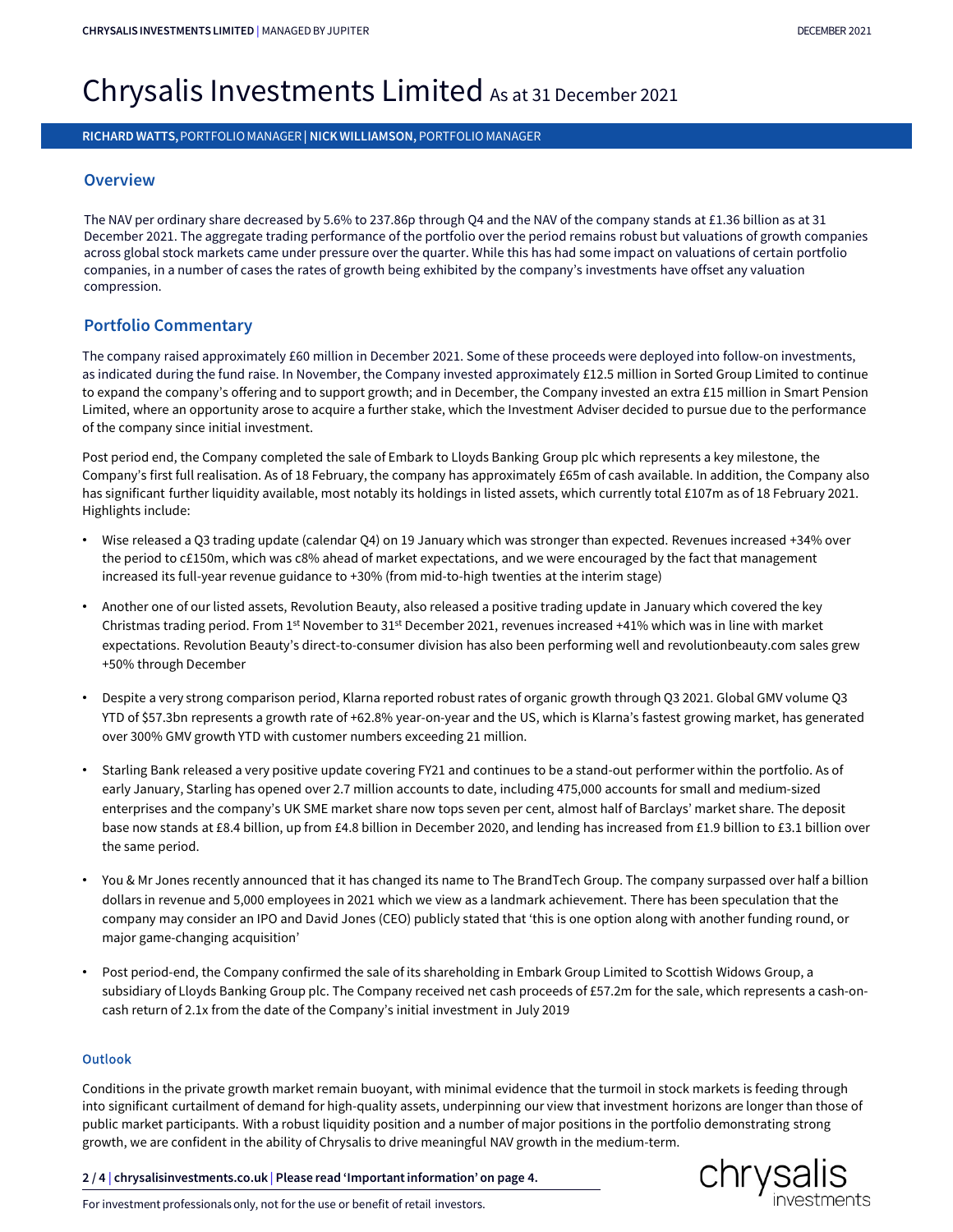# Chrysalis Investments Limited As at 31 December 2021

**RICHARD WATTS,** PORTFOLIO MANAGER | **NICK WILLIAMSON,** PORTFOLIO MANAGER

## Overview

The NAV per ordinary share decreased by 5.6% to 237.86p through Q4 and the NAV of the company stands at £1.36 billion as at 31 December 2021. The aggregate trading performance of the portfolio over the period remains robust but valuations of growth companies across global stock markets came under pressure over the quarter. While this has had some impact on valuations of certain portfolio companies, in a number of cases the rates of growth being exhibited by the company's investments have offset any valuation compression.

## Portfolio Commentary

The company raised approximately £60 million in December 2021. Some of these proceeds were deployed into follow-on investments, as indicated during the fund raise. In November, the Company invested approximately £12.5 million in Sorted Group Limited to continue to expand the company's offering and to support growth; and in December, the Company invested an extra £15 million in Smart Pension Limited, where an opportunity arose to acquire a further stake, which the Investment Adviser decided to pursue due to the performance of the company since initial investment.

Post period end, the Company completed the sale of Embark to Lloyds Banking Group plc which represents a key milestone, the Company's first full realisation. As of 18 February, the company has approximately £65m of cash available. In addition, the Company also has significant further liquidity available, most notably its holdings in listed assets, which currently total £107m as of 18 February 2021. Highlights include:

- Wise released a Q3 trading update (calendar Q4) on 19 January which was stronger than expected. Revenues increased +34% over the period to c£150m, which was c8% ahead of market expectations, and we were encouraged by the fact that management increased its full-year revenue guidance to +30% (from mid-to-high twenties at the interim stage)
- Another one of our listed assets, Revolution Beauty, also released a positive trading update in January which covered the key Christmas trading period. From 1st November to 31st December 2021, revenues increased +41% which was in line with market expectations. Revolution Beauty's direct-to-consumer division has also been performing well and revolutionbeauty.com sales grew +50% through December
- Despite a very strong comparison period, Klarna reported robust rates of organic growth through Q3 2021. Global GMV volume Q3 YTD of $57.3bn represents a growth rate of +62.8% year-on-year and the US, which is Klarna's fastest growing market, has generated over 300% GMV growth YTD with customer numbers exceeding 21 million.
- Starling Bank released a very positive update covering FY21 and continues to be a stand-out performer within the portfolio. As of early January, Starling has opened over 2.7 million accounts to date, including 475,000 accounts for small and medium-sized enterprises and the company's UK SME market share now tops seven per cent, almost half of Barclays' market share. The deposit base now stands at £8.4 billion, up from £4.8 billion in December 2020, and lending has increased from £1.9 billion to £3.1 billion over the same period.
- You & Mr Jones recently announced that it has changed its name to The BrandTech Group. The company surpassed over half a billion dollars in revenue and 5,000 employees in 2021 which we view as a landmark achievement. There has been speculation that the company may consider an IPO and David Jones (CEO) publicly stated that 'this is one option along with another funding round, or major game-changing acquisition'
- Post period-end, the Company confirmed the sale of its shareholding in Embark Group Limited to Scottish Widows Group, a subsidiary of Lloyds Banking Group plc. The Company received net cash proceeds of £57.2m for the sale, which represents a cash-on-cash return of 2.1x from the date of the Company's initial investment in July 2019

### Outlook

Conditions in the private growth market remain buoyant, with minimal evidence that the turmoil in stock markets is feeding through into significant curtailment of demand for high-quality assets, underpinning our view that investment horizons are longer than those of public market participants. With a robust liquidity position and a number of major positions in the portfolio demonstrating strong growth, we are confident in the ability of Chrysalis to drive meaningful NAV growth in the medium-term.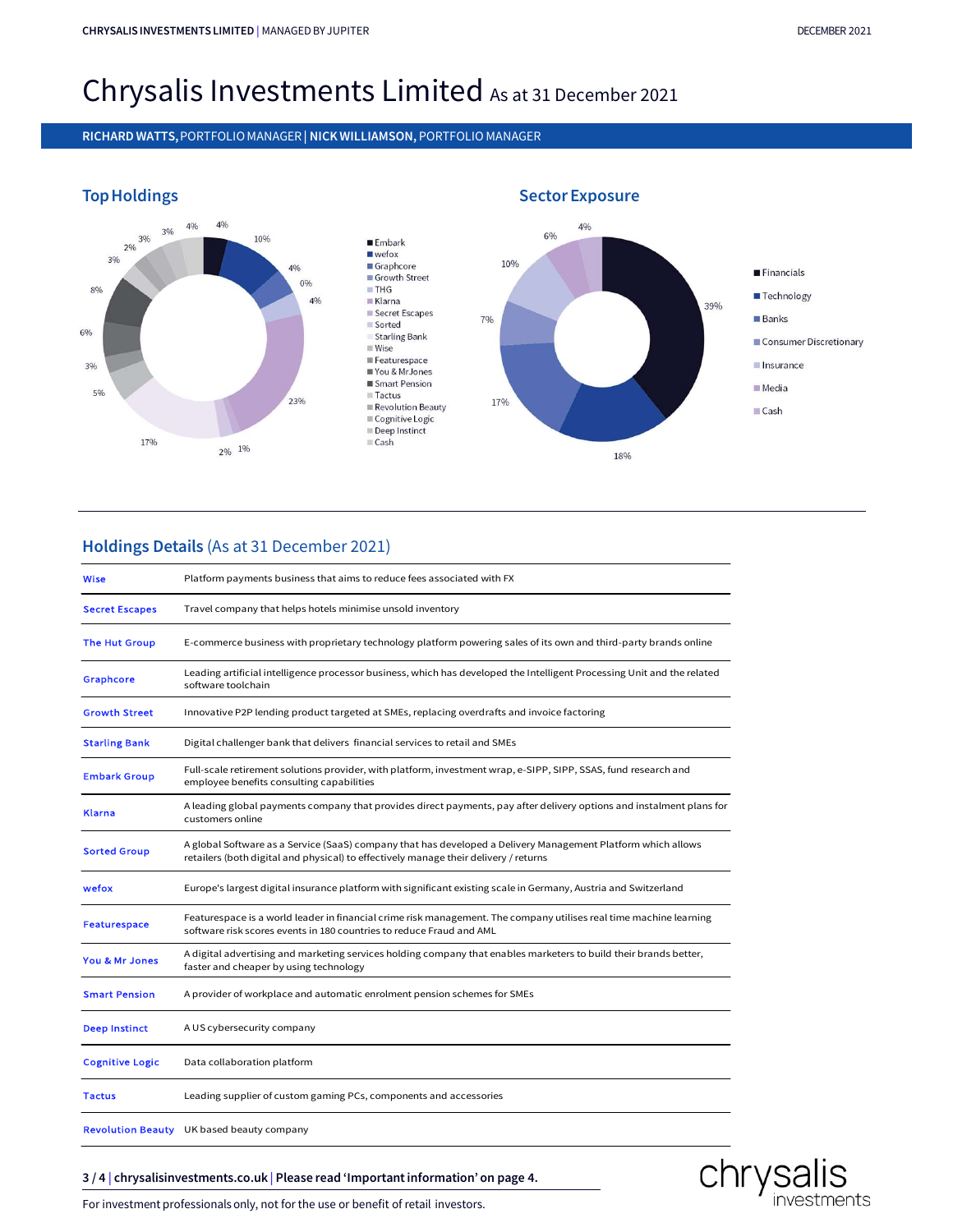# Chrysalis Investments Limited As at 31 December 2021

**RICHARD WATTS,** PORTFOLIO MANAGER | **NICK WILLIAMSON,** PORTFOLIO MANAGER

## Top Holdings

- Embark
- wefox
- Graphcore
- Growth Street
- THG
- Klarna
- Secret Escapes
- Sorted
- Starling Bank
- Wise
- Featurespace
- You & Mr Jones
- Smart Pension
- Tactus
- Revolution Beauty
- Cognitive Logic
- Deep Instinct
- Cash

Chart values: 4%, 10%, 4%, 0%, 4%, 23%, 1%, 2%, 17%, 5%, 3%, 6%, 8%, 3%, 2%, 3%, 3%, 4%

## Sector Exposure

- Financials
- Technology
- Banks
- Consumer Discretionary
- Insurance
- Media
- Cash

Chart values: 39%, 18%, 17%, 7%, 10%, 6%, 4%

## Holdings Details (As at 31 December 2021)

| | |
|---|---|
| Wise | Platform payments business that aims to reduce fees associated with FX |
| Secret Escapes | Travel company that helps hotels minimise unsold inventory |
| The Hut Group | E-commerce business with proprietary technology platform powering sales of its own and third-party brands online |
| Graphcore | Leading artificial intelligence processor business, which has developed the Intelligent Processing Unit and the related software toolchain |
| Growth Street | Innovative P2P lending product targeted at SMEs, replacing overdrafts and invoice factoring |
| Starling Bank | Digital challenger bank that delivers financial services to retail and SMEs |
| Embark Group | Full-scale retirement solutions provider, with platform, investment wrap, e-SIPP, SIPP, SSAS, fund research and employee benefits consulting capabilities |
| Klarna | A leading global payments company that provides direct payments, pay after delivery options and instalment plans for customers online |
| Sorted Group | A global Software as a Service (SaaS) company that has developed a Delivery Management Platform which allows retailers (both digital and physical) to effectively manage their delivery / returns |
| wefox | Europe's largest digital insurance platform with significant existing scale in Germany, Austria and Switzerland |
| Featurespace | Featurespace is a world leader in financial crime risk management. The company utilises real time machine learning software risk scores events in 180 countries to reduce Fraud and AML |
| You & Mr Jones | A digital advertising and marketing services holding company that enables marketers to build their brands better, faster and cheaper by using technology |
| Smart Pension | A provider of workplace and automatic enrolment pension schemes for SMEs |
| Deep Instinct | A US cybersecurity company |
| Cognitive Logic | Data collaboration platform |
| Tactus | Leading supplier of custom gaming PCs, components and accessories |
| Revolution Beauty | UK based beauty company |

**chrysalisinvestments.co.uk | Please read 'Important information' on page 4.**

For investment professionals only, not for the use or benefit of retail investors.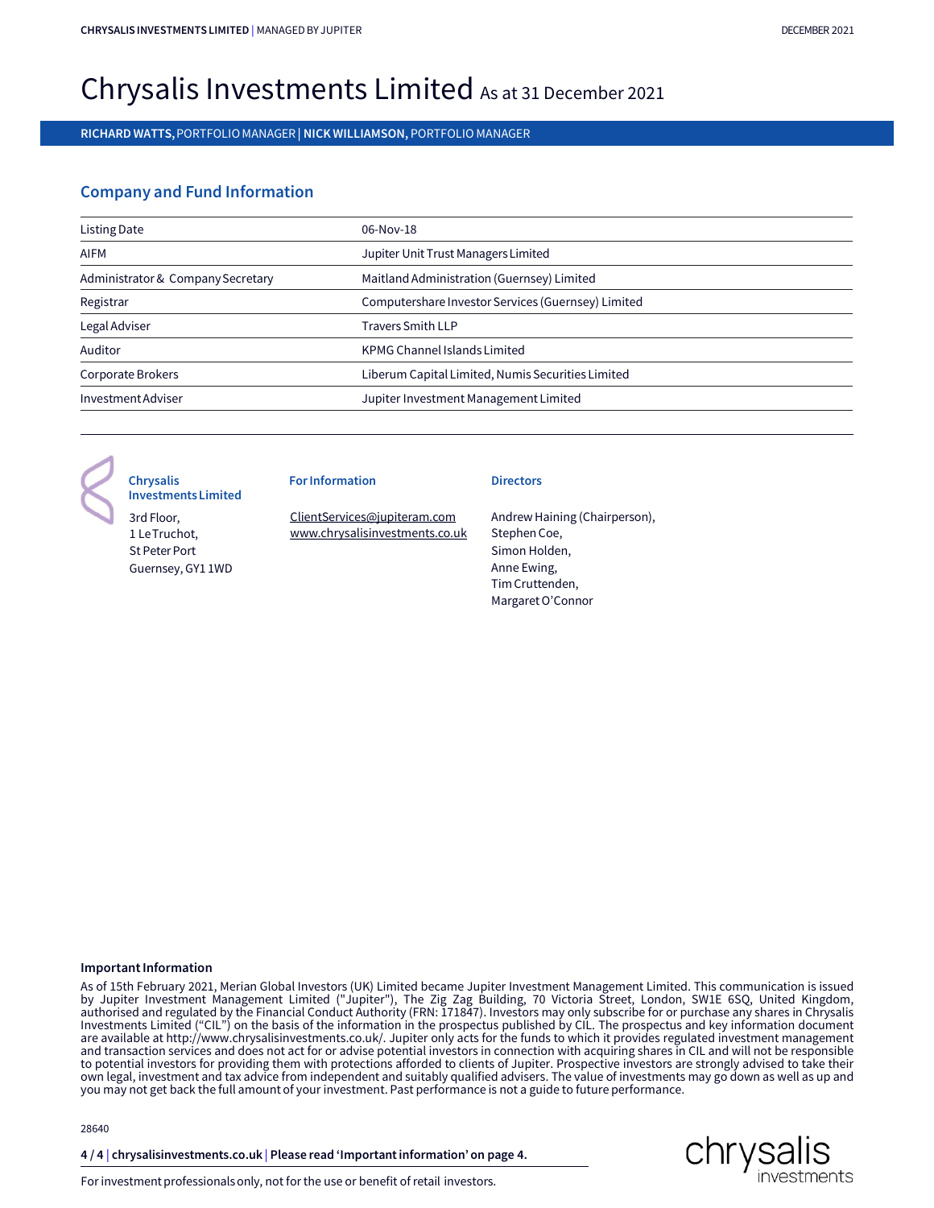# Chrysalis Investments Limited As at 31 December 2021

**RICHARD WATTS,** PORTFOLIO MANAGER | **NICK WILLIAMSON,** PORTFOLIO MANAGER

## Company and Fund Information

| | |
|---|---|
| Listing Date | 06-Nov-18 |
| AIFM | Jupiter Unit Trust Managers Limited |
| Administrator & Company Secretary | Maitland Administration (Guernsey) Limited |
| Registrar | Computershare Investor Services (Guernsey) Limited |
| Legal Adviser | Travers Smith LLP |
| Auditor | KPMG Channel Islands Limited |
| Corporate Brokers | Liberum Capital Limited, Numis Securities Limited |
| Investment Adviser | Jupiter Investment Management Limited |

**Chrysalis Investments Limited**

3rd Floor,
1 Le Truchot,
St Peter Port
Guernsey, GY1 1WD

**For Information**

ClientServices@jupiteram.com
www.chrysalisinvestments.co.uk

**Directors**

Andrew Haining (Chairperson),
Stephen Coe,
Simon Holden,
Anne Ewing,
Tim Cruttenden,
Margaret O'Connor

**Important Information**

As of 15th February 2021, Merian Global Investors (UK) Limited became Jupiter Investment Management Limited. This communication is issued by Jupiter Investment Management Limited ("Jupiter"), The Zig Zag Building, 70 Victoria Street, London, SW1E 6SQ, United Kingdom, authorised and regulated by the Financial Conduct Authority (FRN: 171847). Investors may only subscribe for or purchase any shares in Chrysalis Investments Limited ("CIL") on the basis of the information in the prospectus published by CIL. The prospectus and key information document are available at http://www.chrysalisinvestments.co.uk/. Jupiter only acts for the funds to which it provides regulated investment management and transaction services and does not act for or advise potential investors in connection with acquiring shares in CIL and will not be responsible to potential investors for providing them with protections afforded to clients of Jupiter. Prospective investors are strongly advised to take their own legal, investment and tax advice from independent and suitably qualified advisers. The value of investments may go down as well as up and you may not get back the full amount of your investment. Past performance is not a guide to future performance.

28640

For investment professionals only, not for the use or benefit of retail investors.